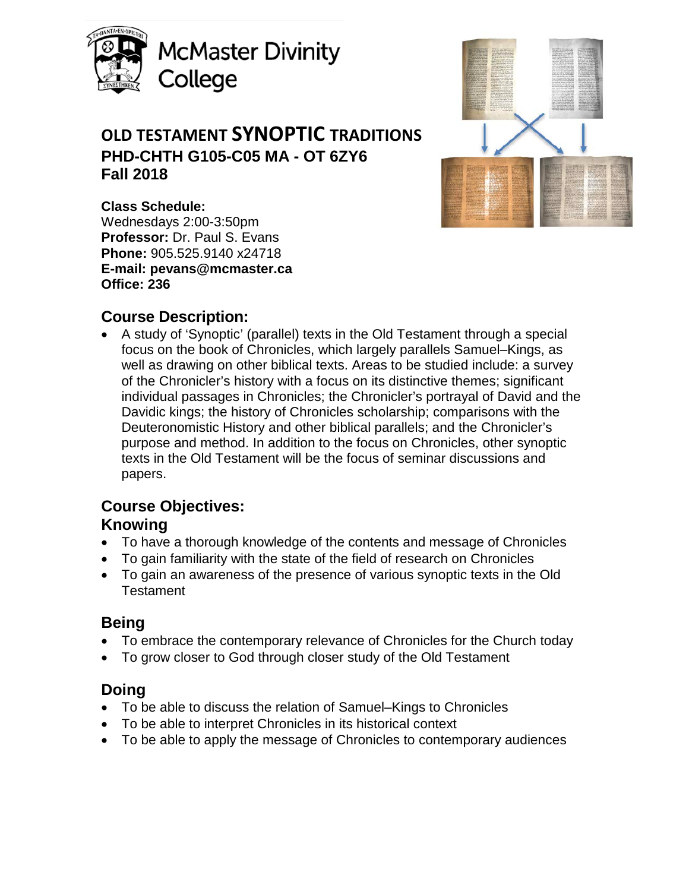McMaster Divinity College

# OLD TESTAMENT SYNOPTIC TRADITIONS

## PHD-CHTH G105-C05 MA - OT 6ZY6

## Fall 2018

**Class Schedule:**
Wednesdays 2:00-3:50pm
**Professor:** Dr. Paul S. Evans
**Phone:** 905.525.9140 x24718
**E-mail: pevans@mcmaster.ca**
**Office: 236**

## Course Description:

- A study of 'Synoptic' (parallel) texts in the Old Testament through a special focus on the book of Chronicles, which largely parallels Samuel–Kings, as well as drawing on other biblical texts. Areas to be studied include: a survey of the Chronicler's history with a focus on its distinctive themes; significant individual passages in Chronicles; the Chronicler's portrayal of David and the Davidic kings; the history of Chronicles scholarship; comparisons with the Deuteronomistic History and other biblical parallels; and the Chronicler's purpose and method. In addition to the focus on Chronicles, other synoptic texts in the Old Testament will be the focus of seminar discussions and papers.

## Course Objectives:

### Knowing

- To have a thorough knowledge of the contents and message of Chronicles
- To gain familiarity with the state of the field of research on Chronicles
- To gain an awareness of the presence of various synoptic texts in the Old Testament

### Being

- To embrace the contemporary relevance of Chronicles for the Church today
- To grow closer to God through closer study of the Old Testament

### Doing

- To be able to discuss the relation of Samuel–Kings to Chronicles
- To be able to interpret Chronicles in its historical context
- To be able to apply the message of Chronicles to contemporary audiences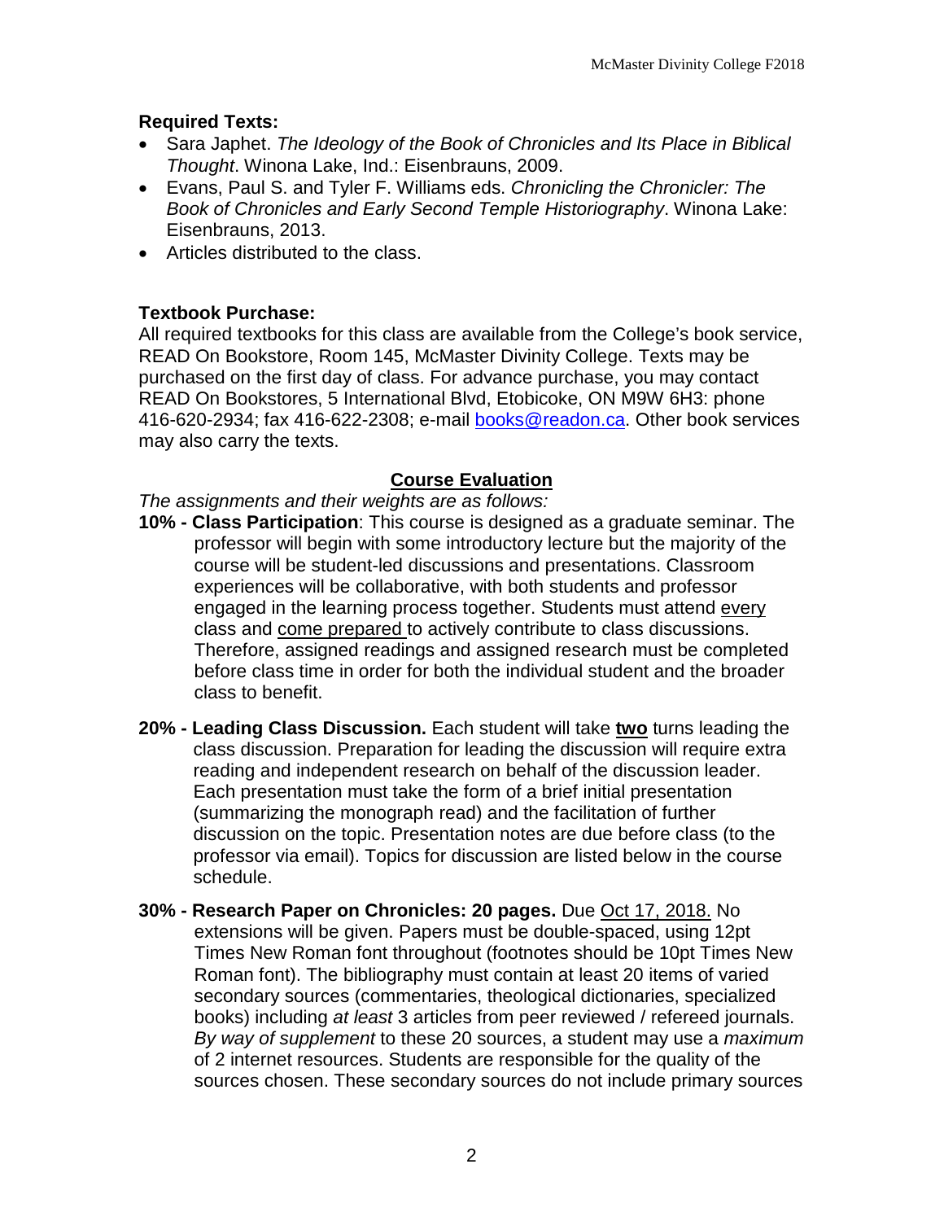**Required Texts:**

- Sara Japhet. *The Ideology of the Book of Chronicles and Its Place in Biblical Thought*. Winona Lake, Ind.: Eisenbrauns, 2009.
- Evans, Paul S. and Tyler F. Williams eds. *Chronicling the Chronicler: The Book of Chronicles and Early Second Temple Historiography*. Winona Lake: Eisenbrauns, 2013.
- Articles distributed to the class.

**Textbook Purchase:**

All required textbooks for this class are available from the College's book service, READ On Bookstore, Room 145, McMaster Divinity College. Texts may be purchased on the first day of class. For advance purchase, you may contact READ On Bookstores, 5 International Blvd, Etobicoke, ON M9W 6H3: phone 416-620-2934; fax 416-622-2308; e-mail books@readon.ca. Other book services may also carry the texts.

## Course Evaluation

*The assignments and their weights are as follows:*

**10% - Class Participation**: This course is designed as a graduate seminar. The professor will begin with some introductory lecture but the majority of the course will be student-led discussions and presentations. Classroom experiences will be collaborative, with both students and professor engaged in the learning process together. Students must attend every class and come prepared to actively contribute to class discussions. Therefore, assigned readings and assigned research must be completed before class time in order for both the individual student and the broader class to benefit.

**20% - Leading Class Discussion.** Each student will take **two** turns leading the class discussion. Preparation for leading the discussion will require extra reading and independent research on behalf of the discussion leader. Each presentation must take the form of a brief initial presentation (summarizing the monograph read) and the facilitation of further discussion on the topic. Presentation notes are due before class (to the professor via email). Topics for discussion are listed below in the course schedule.

**30% - Research Paper on Chronicles: 20 pages.** Due Oct 17, 2018. No extensions will be given. Papers must be double-spaced, using 12pt Times New Roman font throughout (footnotes should be 10pt Times New Roman font). The bibliography must contain at least 20 items of varied secondary sources (commentaries, theological dictionaries, specialized books) including *at least* 3 articles from peer reviewed / refereed journals. *By way of supplement* to these 20 sources, a student may use a *maximum* of 2 internet resources. Students are responsible for the quality of the sources chosen. These secondary sources do not include primary sources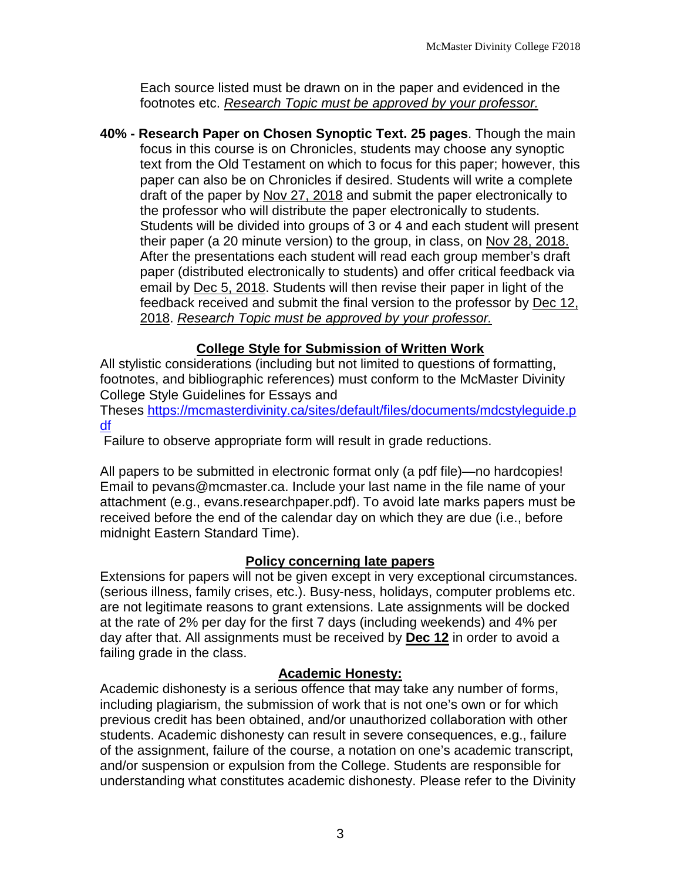Each source listed must be drawn on in the paper and evidenced in the footnotes etc. *Research Topic must be approved by your professor.*

**40% - Research Paper on Chosen Synoptic Text. 25 pages**. Though the main focus in this course is on Chronicles, students may choose any synoptic text from the Old Testament on which to focus for this paper; however, this paper can also be on Chronicles if desired. Students will write a complete draft of the paper by Nov 27, 2018 and submit the paper electronically to the professor who will distribute the paper electronically to students. Students will be divided into groups of 3 or 4 and each student will present their paper (a 20 minute version) to the group, in class, on Nov 28, 2018. After the presentations each student will read each group member's draft paper (distributed electronically to students) and offer critical feedback via email by Dec 5, 2018. Students will then revise their paper in light of the feedback received and submit the final version to the professor by Dec 12, 2018. *Research Topic must be approved by your professor.*

## College Style for Submission of Written Work

All stylistic considerations (including but not limited to questions of formatting, footnotes, and bibliographic references) must conform to the McMaster Divinity College Style Guidelines for Essays and Theses https://mcmasterdivinity.ca/sites/default/files/documents/mdcstyleguide.pdf

Failure to observe appropriate form will result in grade reductions.

All papers to be submitted in electronic format only (a pdf file)—no hardcopies! Email to pevans@mcmaster.ca. Include your last name in the file name of your attachment (e.g., evans.researchpaper.pdf). To avoid late marks papers must be received before the end of the calendar day on which they are due (i.e., before midnight Eastern Standard Time).

## Policy concerning late papers

Extensions for papers will not be given except in very exceptional circumstances. (serious illness, family crises, etc.). Busy-ness, holidays, computer problems etc. are not legitimate reasons to grant extensions. Late assignments will be docked at the rate of 2% per day for the first 7 days (including weekends) and 4% per day after that. All assignments must be received by **Dec 12** in order to avoid a failing grade in the class.

## Academic Honesty:

Academic dishonesty is a serious offence that may take any number of forms, including plagiarism, the submission of work that is not one's own or for which previous credit has been obtained, and/or unauthorized collaboration with other students. Academic dishonesty can result in severe consequences, e.g., failure of the assignment, failure of the course, a notation on one's academic transcript, and/or suspension or expulsion from the College. Students are responsible for understanding what constitutes academic dishonesty. Please refer to the Divinity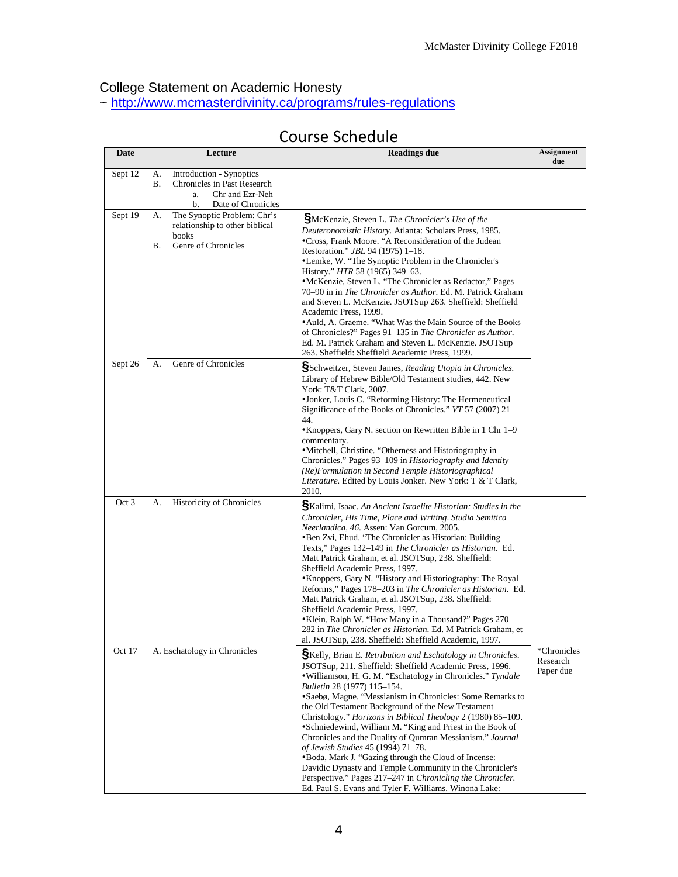College Statement on Academic Honesty
~ http://www.mcmasterdivinity.ca/programs/rules-regulations

## Course Schedule

| Date | Lecture | Readings due | Assignment due |
|---|---|---|---|
| Sept 12 | A. Introduction - Synoptics<br>B. Chronicles in Past Research<br>a. Chr and Ezr-Neh<br>b. Date of Chronicles | | |
| Sept 19 | A. The Synoptic Problem: Chr's relationship to other biblical books<br>B. Genre of Chronicles | §McKenzie, Steven L. *The Chronicler's Use of the Deuteronomistic History.* Atlanta: Scholars Press, 1985.<br>•Cross, Frank Moore. "A Reconsideration of the Judean Restoration." *JBL* 94 (1975) 1–18.<br>•Lemke, W. "The Synoptic Problem in the Chronicler's History." *HTR* 58 (1965) 349–63.<br>•McKenzie, Steven L. "The Chronicler as Redactor," Pages 70–90 in in *The Chronicler as Author.* Ed. M. Patrick Graham and Steven L. McKenzie. JSOTSup 263. Sheffield: Sheffield Academic Press, 1999.<br>•Auld, A. Graeme. "What Was the Main Source of the Books of Chronicles?" Pages 91–135 in *The Chronicler as Author*. Ed. M. Patrick Graham and Steven L. McKenzie. JSOTSup 263. Sheffield: Sheffield Academic Press, 1999. | |
| Sept 26 | A. Genre of Chronicles | §Schweitzer, Steven James, *Reading Utopia in Chronicles.* Library of Hebrew Bible/Old Testament studies, 442. New York: T&T Clark, 2007.<br>•Jonker, Louis C. "Reforming History: The Hermeneutical Significance of the Books of Chronicles." *VT* 57 (2007) 21–44.<br>•Knoppers, Gary N. section on Rewritten Bible in 1 Chr 1–9 commentary.<br>•Mitchell, Christine. "Otherness and Historiography in Chronicles." Pages 93–109 in *Historiography and Identity (Re)Formulation in Second Temple Historiographical Literature.* Edited by Louis Jonker. New York: T & T Clark, 2010. | |
| Oct 3 | A. Historicity of Chronicles | §Kalimi, Isaac. *An Ancient Israelite Historian: Studies in the Chronicler, His Time, Place and Writing. Studia Semitica Neerlandica, 46.* Assen: Van Gorcum, 2005.<br>•Ben Zvi, Ehud. "The Chronicler as Historian: Building Texts," Pages 132–149 in *The Chronicler as Historian*. Ed. Matt Patrick Graham, et al. JSOTSup, 238. Sheffield: Sheffield Academic Press, 1997.<br>•Knoppers, Gary N. "History and Historiography: The Royal Reforms," Pages 178–203 in *The Chronicler as Historian*. Ed. Matt Patrick Graham, et al. JSOTSup, 238. Sheffield: Sheffield Academic Press, 1997.<br>•Klein, Ralph W. "How Many in a Thousand?" Pages 270–282 in *The Chronicler as Historian.* Ed. M Patrick Graham, et al. JSOTSup, 238. Sheffield: Sheffield Academic, 1997. | |
| Oct 17 | A. Eschatology in Chronicles | §Kelly, Brian E. *Retribution and Eschatology in Chronicles*. JSOTSup, 211. Sheffield: Sheffield Academic Press, 1996.<br>•Williamson, H. G. M. "Eschatology in Chronicles." *Tyndale Bulletin* 28 (1977) 115–154.<br>•Saebø, Magne. "Messianism in Chronicles: Some Remarks to the Old Testament Background of the New Testament Christology." *Horizons in Biblical Theology* 2 (1980) 85–109.<br>•Schniedewind, William M. "King and Priest in the Book of Chronicles and the Duality of Qumran Messianism." *Journal of Jewish Studies* 45 (1994) 71–78.<br>•Boda, Mark J. "Gazing through the Cloud of Incense: Davidic Dynasty and Temple Community in the Chronicler's Perspective." Pages 217–247 in *Chronicling the Chronicler.* Ed. Paul S. Evans and Tyler F. Williams. Winona Lake: | *Chronicles Research Paper due |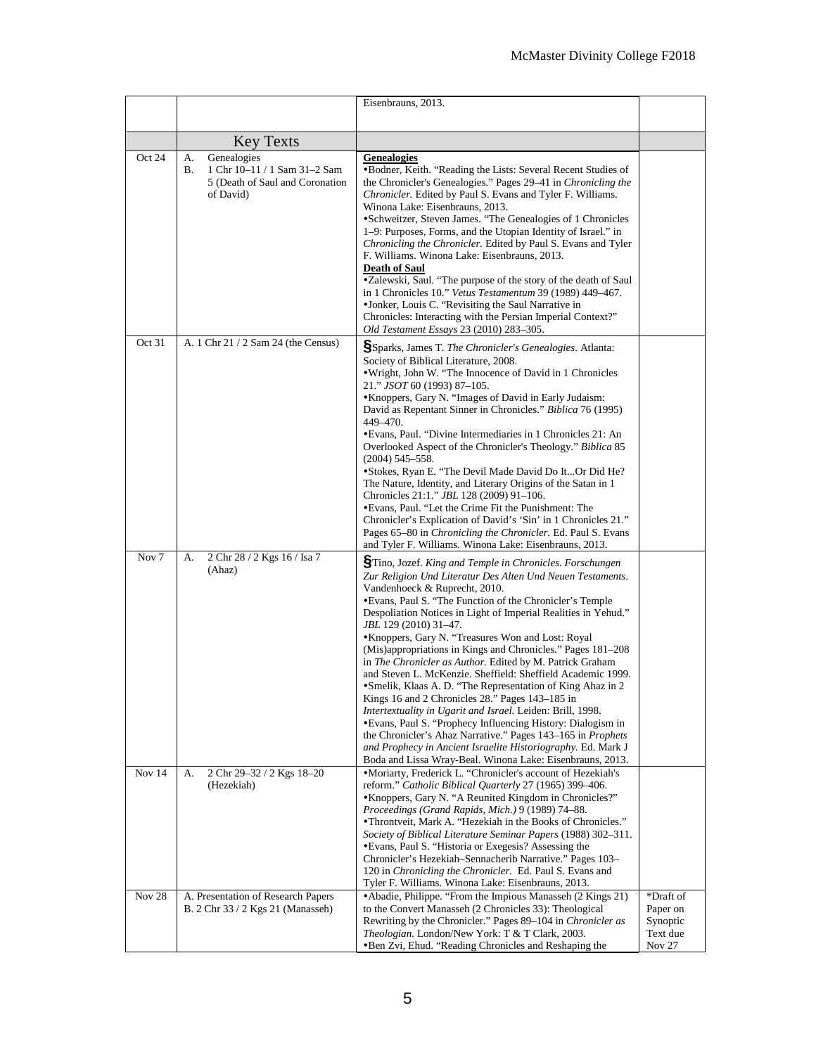| | | | |
|---|---|---|---|
| | | Eisenbrauns, 2013. | |
| | Key Texts | | |
| Oct 24 | A. Genealogies<br>B. 1 Chr 10–11 / 1 Sam 31–2 Sam 5 (Death of Saul and Coronation of David) | **Genealogies**<br>•Bodner, Keith. "Reading the Lists: Several Recent Studies of the Chronicler's Genealogies." Pages 29–41 in *Chronicling the Chronicler.* Edited by Paul S. Evans and Tyler F. Williams. Winona Lake: Eisenbrauns, 2013.<br>•Schweitzer, Steven James. "The Genealogies of 1 Chronicles 1–9: Purposes, Forms, and the Utopian Identity of Israel." in *Chronicling the Chronicler.* Edited by Paul S. Evans and Tyler F. Williams. Winona Lake: Eisenbrauns, 2013.<br>**Death of Saul**<br>•Zalewski, Saul. "The purpose of the story of the death of Saul in 1 Chronicles 10." *Vetus Testamentum* 39 (1989) 449–467.<br>•Jonker, Louis C. "Revisiting the Saul Narrative in Chronicles: Interacting with the Persian Imperial Context?" *Old Testament Essays* 23 (2010) 283–305. | |
| Oct 31 | A. 1 Chr 21 / 2 Sam 24 (the Census) | §Sparks, James T. *The Chronicler's Genealogies*. Atlanta: Society of Biblical Literature, 2008.<br>•Wright, John W. "The Innocence of David in 1 Chronicles 21." *JSOT* 60 (1993) 87–105.<br>•Knoppers, Gary N. "Images of David in Early Judaism: David as Repentant Sinner in Chronicles." *Biblica* 76 (1995) 449–470.<br>•Evans, Paul. "Divine Intermediaries in 1 Chronicles 21: An Overlooked Aspect of the Chronicler's Theology." *Biblica* 85 (2004) 545–558.<br>•Stokes, Ryan E. "The Devil Made David Do It...Or Did He? The Nature, Identity, and Literary Origins of the Satan in 1 Chronicles 21:1." *JBL* 128 (2009) 91–106.<br>•Evans, Paul. "Let the Crime Fit the Punishment: The Chronicler's Explication of David's 'Sin' in 1 Chronicles 21." Pages 65–80 in *Chronicling the Chronicler.* Ed. Paul S. Evans and Tyler F. Williams. Winona Lake: Eisenbrauns, 2013. | |
| Nov 7 | A. 2 Chr 28 / 2 Kgs 16 / Isa 7 (Ahaz) | §Tino, Jozef. *King and Temple in Chronicles. Forschungen Zur Religion Und Literatur Des Alten Und Neuen Testaments*. Vandenhoeck & Ruprecht, 2010.<br>•Evans, Paul S. "The Function of the Chronicler's Temple Despoliation Notices in Light of Imperial Realities in Yehud." *JBL* 129 (2010) 31–47.<br>•Knoppers, Gary N. "Treasures Won and Lost: Royal (Mis)appropriations in Kings and Chronicles." Pages 181–208 in *The Chronicler as Author.* Edited by M. Patrick Graham and Steven L. McKenzie. Sheffield: Sheffield Academic 1999.<br>•Smelik, Klaas A. D. "The Representation of King Ahaz in 2 Kings 16 and 2 Chronicles 28." Pages 143–185 in *Intertextuality in Ugarit and Israel.* Leiden: Brill, 1998.<br>•Evans, Paul S. "Prophecy Influencing History: Dialogism in the Chronicler's Ahaz Narrative." Pages 143–165 in *Prophets and Prophecy in Ancient Israelite Historiography.* Ed. Mark J Boda and Lissa Wray-Beal. Winona Lake: Eisenbrauns, 2013. | |
| Nov 14 | A. 2 Chr 29–32 / 2 Kgs 18–20 (Hezekiah) | •Moriarty, Frederick L. "Chronicler's account of Hezekiah's reform." *Catholic Biblical Quarterly* 27 (1965) 399–406.<br>•Knoppers, Gary N. "A Reunited Kingdom in Chronicles?" *Proceedings (Grand Rapids, Mich.)* 9 (1989) 74–88.<br>•Throntveit, Mark A. "Hezekiah in the Books of Chronicles." *Society of Biblical Literature Seminar Papers* (1988) 302–311.<br>•Evans, Paul S. "Historia or Exegesis? Assessing the Chronicler's Hezekiah–Sennacherib Narrative." Pages 103–120 in *Chronicling the Chronicler*. Ed. Paul S. Evans and Tyler F. Williams. Winona Lake: Eisenbrauns, 2013. | |
| Nov 28 | A. Presentation of Research Papers<br>B. 2 Chr 33 / 2 Kgs 21 (Manasseh) | •Abadie, Philippe. "From the Impious Manasseh (2 Kings 21) to the Convert Manasseh (2 Chronicles 33): Theological Rewriting by the Chronicler." Pages 89–104 in *Chronicler as Theologian.* London/New York: T & T Clark, 2003.<br>•Ben Zvi, Ehud. "Reading Chronicles and Reshaping the | *Draft of Paper on Synoptic Text due Nov 27 |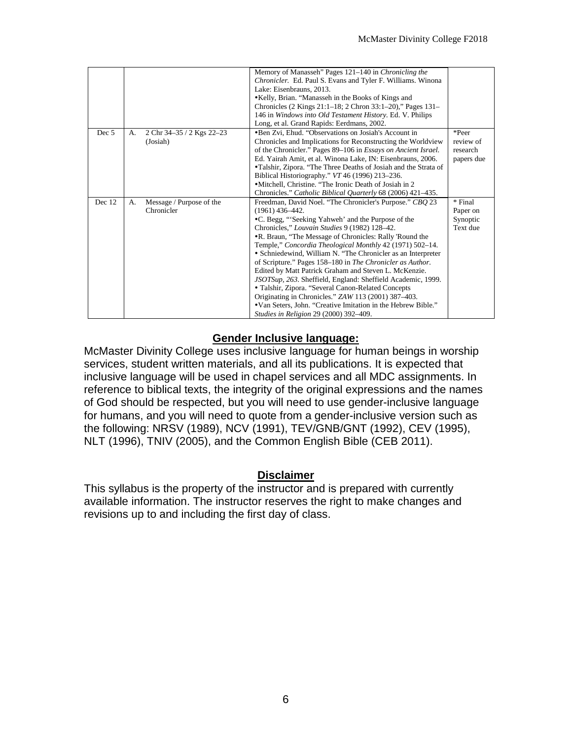| | | | |
|---|---|---|---|
| | | Memory of Manasseh" Pages 121–140 in *Chronicling the Chronicler*. Ed. Paul S. Evans and Tyler F. Williams. Winona Lake: Eisenbrauns, 2013.<br>•Kelly, Brian. "Manasseh in the Books of Kings and Chronicles (2 Kings 21:1–18; 2 Chron 33:1–20)," Pages 131–146 in *Windows into Old Testament History*. Ed. V. Philips Long, et al. Grand Rapids: Eerdmans, 2002. | |
| Dec 5 | A. 2 Chr 34–35 / 2 Kgs 22–23 (Josiah) | •Ben Zvi, Ehud. "Observations on Josiah's Account in Chronicles and Implications for Reconstructing the Worldview of the Chronicler." Pages 89–106 in *Essays on Ancient Israel*. Ed. Yairah Amit, et al. Winona Lake, IN: Eisenbrauns, 2006.<br>•Talshir, Zipora. "The Three Deaths of Josiah and the Strata of Biblical Historiography." *VT* 46 (1996) 213–236.<br>•Mitchell, Christine. "The Ironic Death of Josiah in 2 Chronicles." *Catholic Biblical Quarterly* 68 (2006) 421–435. | *Peer review of research papers due |
| Dec 12 | A. Message / Purpose of the Chronicler | Freedman, David Noel. "The Chronicler's Purpose." *CBQ* 23 (1961) 436–442.<br>•C. Begg, "'Seeking Yahweh' and the Purpose of the Chronicles," *Louvain Studies* 9 (1982) 128–42.<br>•R. Braun, "The Message of Chronicles: Rally 'Round the Temple," *Concordia Theological Monthly* 42 (1971) 502–14.<br>• Schniedewind, William N. "The Chronicler as an Interpreter of Scripture." Pages 158–180 in *The Chronicler as Author*. Edited by Matt Patrick Graham and Steven L. McKenzie. *JSOTSup, 263*. Sheffield, England: Sheffield Academic, 1999.<br>• Talshir, Zipora. "Several Canon-Related Concepts Originating in Chronicles." *ZAW* 113 (2001) 387–403.<br>•Van Seters, John. "Creative Imitation in the Hebrew Bible." *Studies in Religion* 29 (2000) 392–409. | * Final Paper on Synoptic Text due |

## Gender Inclusive language:

McMaster Divinity College uses inclusive language for human beings in worship services, student written materials, and all its publications. It is expected that inclusive language will be used in chapel services and all MDC assignments. In reference to biblical texts, the integrity of the original expressions and the names of God should be respected, but you will need to use gender-inclusive language for humans, and you will need to quote from a gender-inclusive version such as the following: NRSV (1989), NCV (1991), TEV/GNB/GNT (1992), CEV (1995), NLT (1996), TNIV (2005), and the Common English Bible (CEB 2011).

## Disclaimer

This syllabus is the property of the instructor and is prepared with currently available information. The instructor reserves the right to make changes and revisions up to and including the first day of class.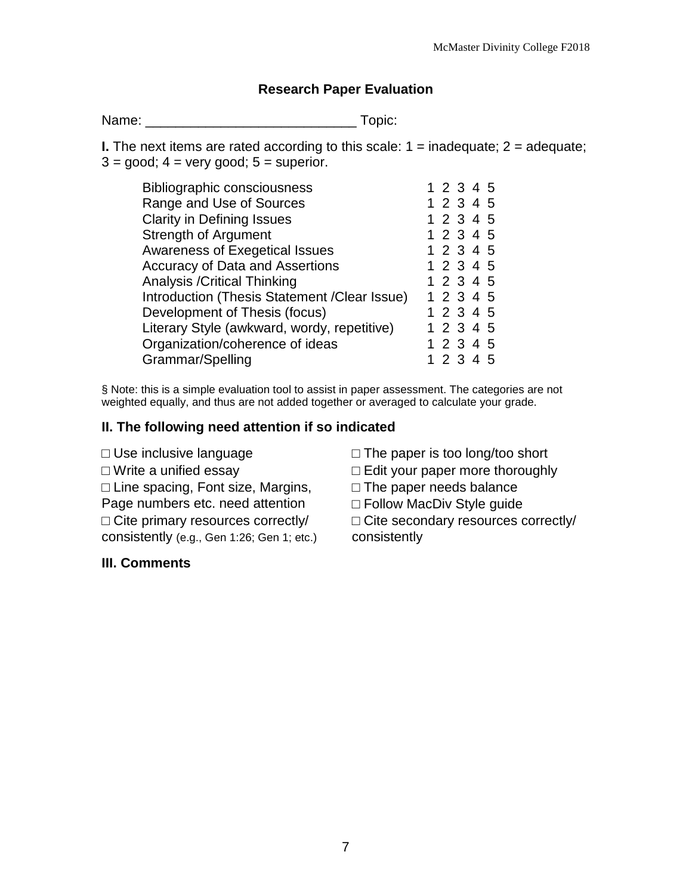## Research Paper Evaluation

Name: ___________________________ Topic:

**I.** The next items are rated according to this scale: 1 = inadequate; 2 = adequate; 3 = good; 4 = very good; 5 = superior.

| | |
|---|---|
| Bibliographic consciousness | 1 2 3 4 5 |
| Range and Use of Sources | 1 2 3 4 5 |
| Clarity in Defining Issues | 1 2 3 4 5 |
| Strength of Argument | 1 2 3 4 5 |
| Awareness of Exegetical Issues | 1 2 3 4 5 |
| Accuracy of Data and Assertions | 1 2 3 4 5 |
| Analysis /Critical Thinking | 1 2 3 4 5 |
| Introduction (Thesis Statement /Clear Issue) | 1 2 3 4 5 |
| Development of Thesis (focus) | 1 2 3 4 5 |
| Literary Style (awkward, wordy, repetitive) | 1 2 3 4 5 |
| Organization/coherence of ideas | 1 2 3 4 5 |
| Grammar/Spelling | 1 2 3 4 5 |

§ Note: this is a simple evaluation tool to assist in paper assessment. The categories are not weighted equally, and thus are not added together or averaged to calculate your grade.

### II. The following need attention if so indicated

□ Use inclusive language
□ Write a unified essay
□ Line spacing, Font size, Margins, Page numbers etc. need attention
□ Cite primary resources correctly/ consistently (e.g., Gen 1:26; Gen 1; etc.)
□ The paper is too long/too short
□ Edit your paper more thoroughly
□ The paper needs balance
□ Follow MacDiv Style guide
□ Cite secondary resources correctly/ consistently

### III. Comments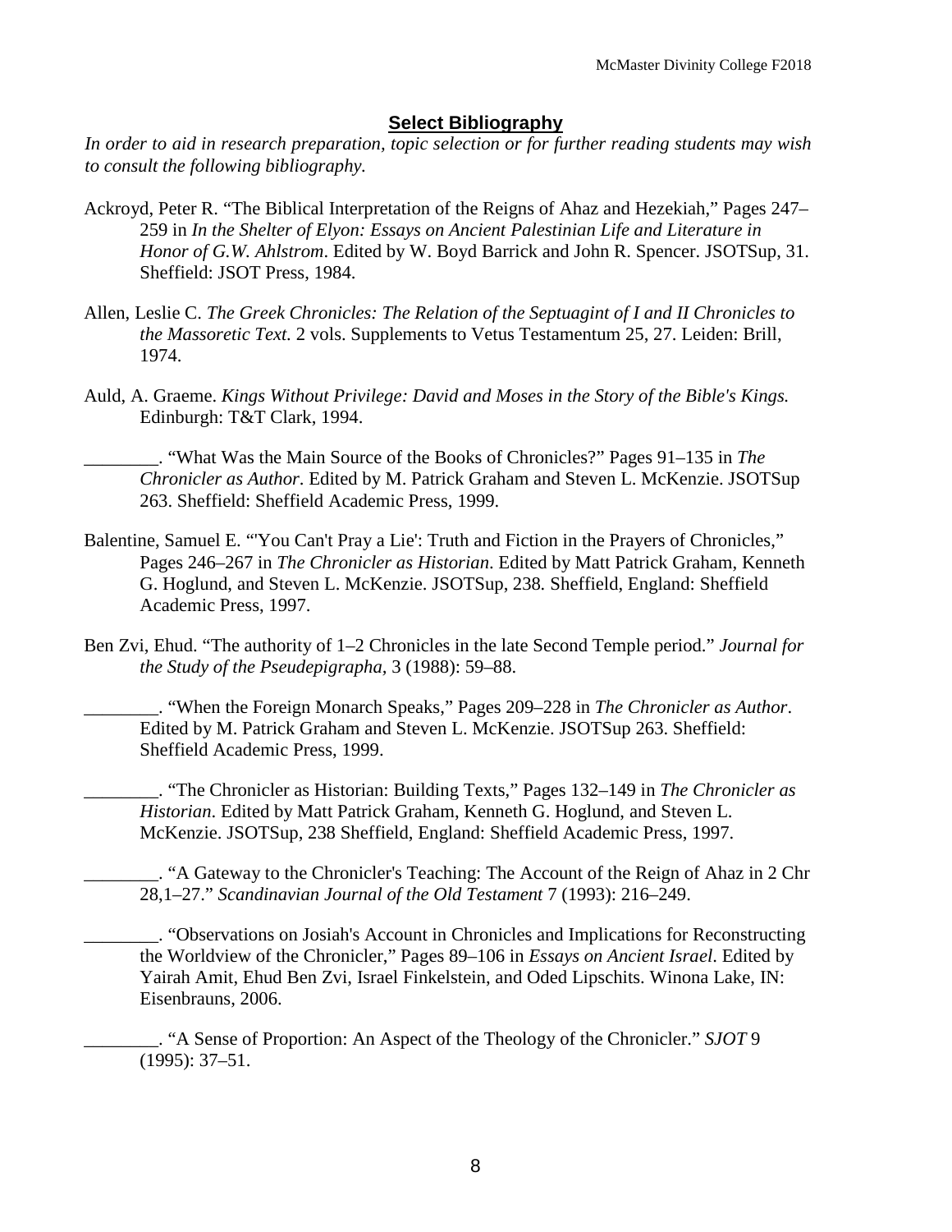## Select Bibliography

*In order to aid in research preparation, topic selection or for further reading students may wish to consult the following bibliography.*

Ackroyd, Peter R. "The Biblical Interpretation of the Reigns of Ahaz and Hezekiah," Pages 247–259 in *In the Shelter of Elyon: Essays on Ancient Palestinian Life and Literature in Honor of G.W. Ahlstrom*. Edited by W. Boyd Barrick and John R. Spencer. JSOTSup, 31. Sheffield: JSOT Press, 1984.

Allen, Leslie C. *The Greek Chronicles: The Relation of the Septuagint of I and II Chronicles to the Massoretic Text.* 2 vols. Supplements to Vetus Testamentum 25, 27. Leiden: Brill, 1974.

Auld, A. Graeme. *Kings Without Privilege: David and Moses in the Story of the Bible's Kings.* Edinburgh: T&T Clark, 1994.

________. "What Was the Main Source of the Books of Chronicles?" Pages 91–135 in *The Chronicler as Author.* Edited by M. Patrick Graham and Steven L. McKenzie. JSOTSup 263. Sheffield: Sheffield Academic Press, 1999.

Balentine, Samuel E. "'You Can't Pray a Lie': Truth and Fiction in the Prayers of Chronicles," Pages 246–267 in *The Chronicler as Historian*. Edited by Matt Patrick Graham, Kenneth G. Hoglund, and Steven L. McKenzie. JSOTSup, 238. Sheffield, England: Sheffield Academic Press, 1997.

Ben Zvi, Ehud. "The authority of 1–2 Chronicles in the late Second Temple period." *Journal for the Study of the Pseudepigrapha*, 3 (1988): 59–88.

________. "When the Foreign Monarch Speaks," Pages 209–228 in *The Chronicler as Author*. Edited by M. Patrick Graham and Steven L. McKenzie. JSOTSup 263. Sheffield: Sheffield Academic Press, 1999.

________. "The Chronicler as Historian: Building Texts," Pages 132–149 in *The Chronicler as Historian*. Edited by Matt Patrick Graham, Kenneth G. Hoglund, and Steven L. McKenzie. JSOTSup, 238 Sheffield, England: Sheffield Academic Press, 1997.

________. "A Gateway to the Chronicler's Teaching: The Account of the Reign of Ahaz in 2 Chr 28,1–27." *Scandinavian Journal of the Old Testament* 7 (1993): 216–249.

________. "Observations on Josiah's Account in Chronicles and Implications for Reconstructing the Worldview of the Chronicler," Pages 89–106 in *Essays on Ancient Israel*. Edited by Yairah Amit, Ehud Ben Zvi, Israel Finkelstein, and Oded Lipschits. Winona Lake, IN: Eisenbrauns, 2006.

________. "A Sense of Proportion: An Aspect of the Theology of the Chronicler." *SJOT* 9 (1995): 37–51.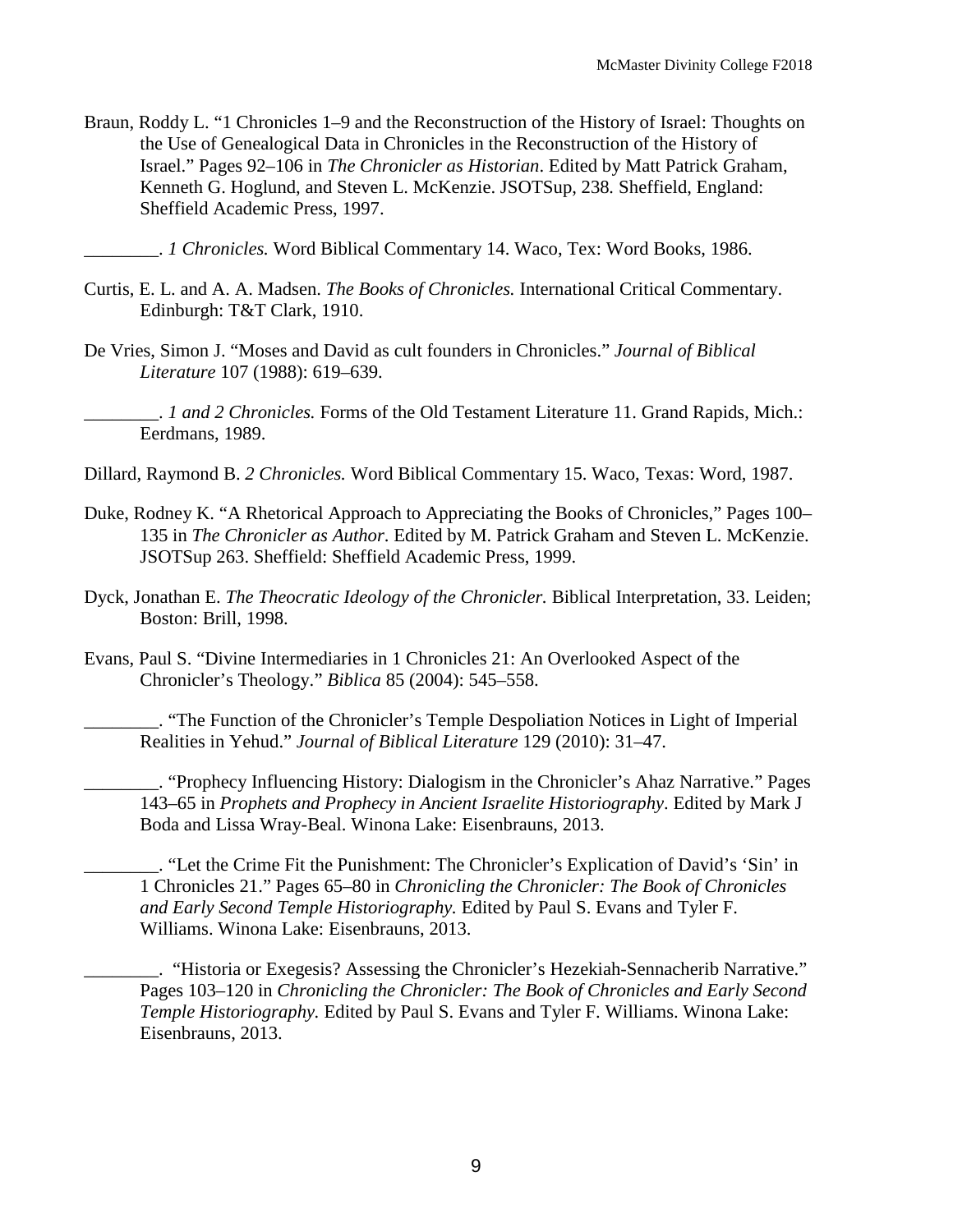Braun, Roddy L. “1 Chronicles 1–9 and the Reconstruction of the History of Israel: Thoughts on the Use of Genealogical Data in Chronicles in the Reconstruction of the History of Israel.” Pages 92–106 in *The Chronicler as Historian*. Edited by Matt Patrick Graham, Kenneth G. Hoglund, and Steven L. McKenzie. JSOTSup, 238. Sheffield, England: Sheffield Academic Press, 1997.

________. *1 Chronicles.* Word Biblical Commentary 14. Waco, Tex: Word Books, 1986.

Curtis, E. L. and A. A. Madsen. *The Books of Chronicles.* International Critical Commentary. Edinburgh: T&T Clark, 1910.

De Vries, Simon J. “Moses and David as cult founders in Chronicles.” *Journal of Biblical Literature* 107 (1988): 619–639.

________. *1 and 2 Chronicles.* Forms of the Old Testament Literature 11. Grand Rapids, Mich.: Eerdmans, 1989.

Dillard, Raymond B. *2 Chronicles.* Word Biblical Commentary 15. Waco, Texas: Word, 1987.

Duke, Rodney K. “A Rhetorical Approach to Appreciating the Books of Chronicles,” Pages 100–135 in *The Chronicler as Author*. Edited by M. Patrick Graham and Steven L. McKenzie. JSOTSup 263. Sheffield: Sheffield Academic Press, 1999.

Dyck, Jonathan E. *The Theocratic Ideology of the Chronicler.* Biblical Interpretation, 33. Leiden; Boston: Brill, 1998.

Evans, Paul S. “Divine Intermediaries in 1 Chronicles 21: An Overlooked Aspect of the Chronicler’s Theology.” *Biblica* 85 (2004): 545–558.

________. “The Function of the Chronicler’s Temple Despoliation Notices in Light of Imperial Realities in Yehud.” *Journal of Biblical Literature* 129 (2010): 31–47.

________. “Prophecy Influencing History: Dialogism in the Chronicler’s Ahaz Narrative.” Pages 143–65 in *Prophets and Prophecy in Ancient Israelite Historiography*. Edited by Mark J Boda and Lissa Wray-Beal. Winona Lake: Eisenbrauns, 2013.

________. “Let the Crime Fit the Punishment: The Chronicler’s Explication of David’s ‘Sin’ in 1 Chronicles 21.” Pages 65–80 in *Chronicling the Chronicler: The Book of Chronicles and Early Second Temple Historiography.* Edited by Paul S. Evans and Tyler F. Williams. Winona Lake: Eisenbrauns, 2013.

________. “Historia or Exegesis? Assessing the Chronicler’s Hezekiah-Sennacherib Narrative.” Pages 103–120 in *Chronicling the Chronicler: The Book of Chronicles and Early Second Temple Historiography.* Edited by Paul S. Evans and Tyler F. Williams. Winona Lake: Eisenbrauns, 2013.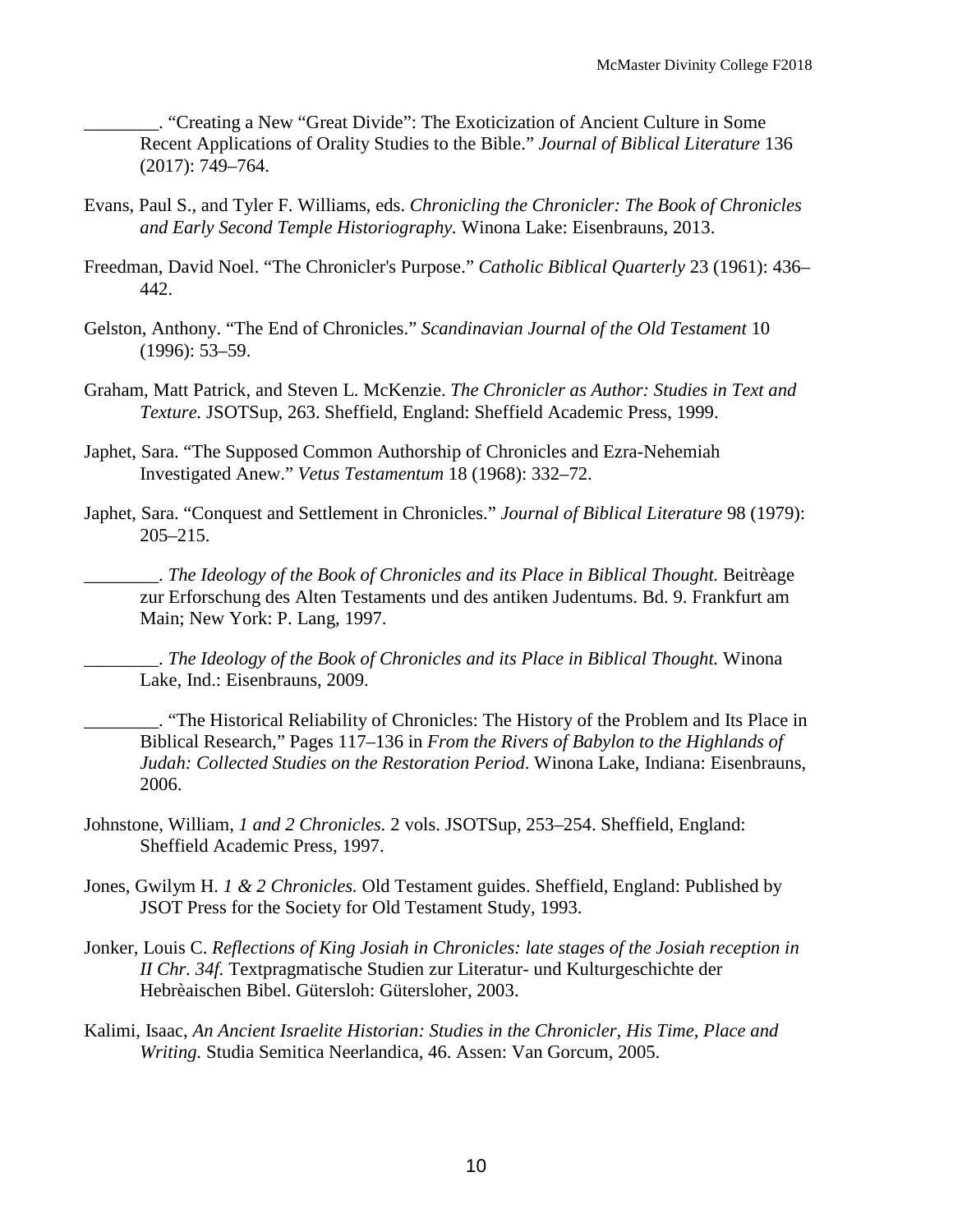________. “Creating a New “Great Divide”: The Exoticization of Ancient Culture in Some Recent Applications of Orality Studies to the Bible.” *Journal of Biblical Literature* 136 (2017): 749–764.

Evans, Paul S., and Tyler F. Williams, eds. *Chronicling the Chronicler: The Book of Chronicles and Early Second Temple Historiography.* Winona Lake: Eisenbrauns, 2013.

Freedman, David Noel. “The Chronicler's Purpose.” *Catholic Biblical Quarterly* 23 (1961): 436–442.

Gelston, Anthony. “The End of Chronicles.” *Scandinavian Journal of the Old Testament* 10 (1996): 53–59.

Graham, Matt Patrick, and Steven L. McKenzie. *The Chronicler as Author: Studies in Text and Texture.* JSOTSup, 263. Sheffield, England: Sheffield Academic Press, 1999.

Japhet, Sara. “The Supposed Common Authorship of Chronicles and Ezra-Nehemiah Investigated Anew.” *Vetus Testamentum* 18 (1968): 332–72.

Japhet, Sara. “Conquest and Settlement in Chronicles.” *Journal of Biblical Literature* 98 (1979): 205–215.

________. *The Ideology of the Book of Chronicles and its Place in Biblical Thought.* Beitrèage zur Erforschung des Alten Testaments und des antiken Judentums. Bd. 9. Frankfurt am Main; New York: P. Lang, 1997.

________. *The Ideology of the Book of Chronicles and its Place in Biblical Thought.* Winona Lake, Ind.: Eisenbrauns, 2009.

________. “The Historical Reliability of Chronicles: The History of the Problem and Its Place in Biblical Research,” Pages 117–136 in *From the Rivers of Babylon to the Highlands of Judah: Collected Studies on the Restoration Period*. Winona Lake, Indiana: Eisenbrauns, 2006.

Johnstone, William, *1 and 2 Chronicles.* 2 vols. JSOTSup, 253–254. Sheffield, England: Sheffield Academic Press, 1997.

Jones, Gwilym H. *1 & 2 Chronicles.* Old Testament guides. Sheffield, England: Published by JSOT Press for the Society for Old Testament Study, 1993.

Jonker, Louis C. *Reflections of King Josiah in Chronicles: late stages of the Josiah reception in II Chr. 34f.* Textpragmatische Studien zur Literatur- und Kulturgeschichte der Hebrèaischen Bibel. Gütersloh: Gütersloher, 2003.

Kalimi, Isaac, *An Ancient Israelite Historian: Studies in the Chronicler, His Time, Place and Writing.* Studia Semitica Neerlandica, 46. Assen: Van Gorcum, 2005.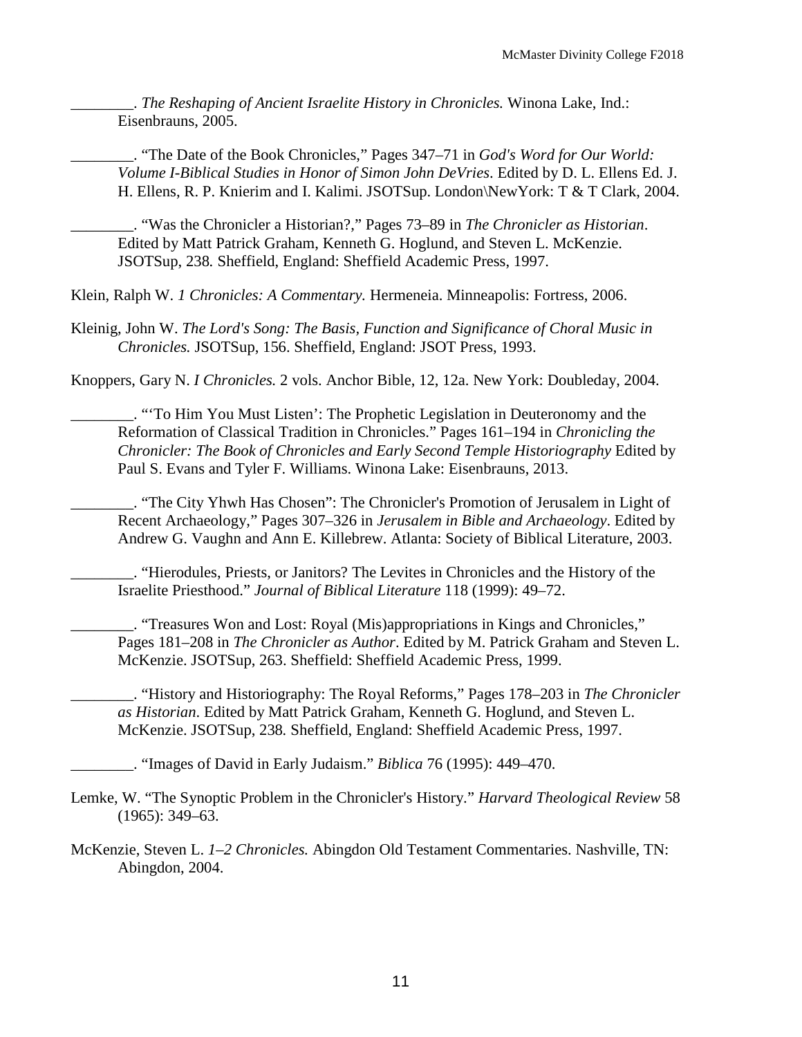________. *The Reshaping of Ancient Israelite History in Chronicles.* Winona Lake, Ind.: Eisenbrauns, 2005.

________. "The Date of the Book Chronicles," Pages 347–71 in *God's Word for Our World: Volume I-Biblical Studies in Honor of Simon John DeVries*. Edited by D. L. Ellens Ed. J. H. Ellens, R. P. Knierim and I. Kalimi. JSOTSup. London\NewYork: T & T Clark, 2004.

________. "Was the Chronicler a Historian?," Pages 73–89 in *The Chronicler as Historian*. Edited by Matt Patrick Graham, Kenneth G. Hoglund, and Steven L. McKenzie. JSOTSup, 238*.* Sheffield, England: Sheffield Academic Press, 1997.

Klein, Ralph W. *1 Chronicles: A Commentary.* Hermeneia. Minneapolis: Fortress, 2006.

Kleinig, John W. *The Lord's Song: The Basis, Function and Significance of Choral Music in Chronicles.* JSOTSup, 156. Sheffield, England: JSOT Press, 1993.

Knoppers, Gary N. *I Chronicles.* 2 vols. Anchor Bible, 12, 12a. New York: Doubleday, 2004.

________. "'To Him You Must Listen': The Prophetic Legislation in Deuteronomy and the Reformation of Classical Tradition in Chronicles." Pages 161–194 in *Chronicling the Chronicler: The Book of Chronicles and Early Second Temple Historiography* Edited by Paul S. Evans and Tyler F. Williams. Winona Lake: Eisenbrauns, 2013.

________. "The City Yhwh Has Chosen": The Chronicler's Promotion of Jerusalem in Light of Recent Archaeology," Pages 307–326 in *Jerusalem in Bible and Archaeology*. Edited by Andrew G. Vaughn and Ann E. Killebrew. Atlanta: Society of Biblical Literature, 2003.

________. "Hierodules, Priests, or Janitors? The Levites in Chronicles and the History of the Israelite Priesthood." *Journal of Biblical Literature* 118 (1999): 49–72.

________. "Treasures Won and Lost: Royal (Mis)appropriations in Kings and Chronicles," Pages 181–208 in *The Chronicler as Author*. Edited by M. Patrick Graham and Steven L. McKenzie. JSOTSup, 263. Sheffield: Sheffield Academic Press, 1999.

________. "History and Historiography: The Royal Reforms," Pages 178–203 in *The Chronicler as Historian*. Edited by Matt Patrick Graham, Kenneth G. Hoglund, and Steven L. McKenzie. JSOTSup, 238*.* Sheffield, England: Sheffield Academic Press, 1997.

________. "Images of David in Early Judaism." *Biblica* 76 (1995): 449–470.

Lemke, W. "The Synoptic Problem in the Chronicler's History." *Harvard Theological Review* 58 (1965): 349–63.

McKenzie, Steven L. *1–2 Chronicles.* Abingdon Old Testament Commentaries. Nashville, TN: Abingdon, 2004.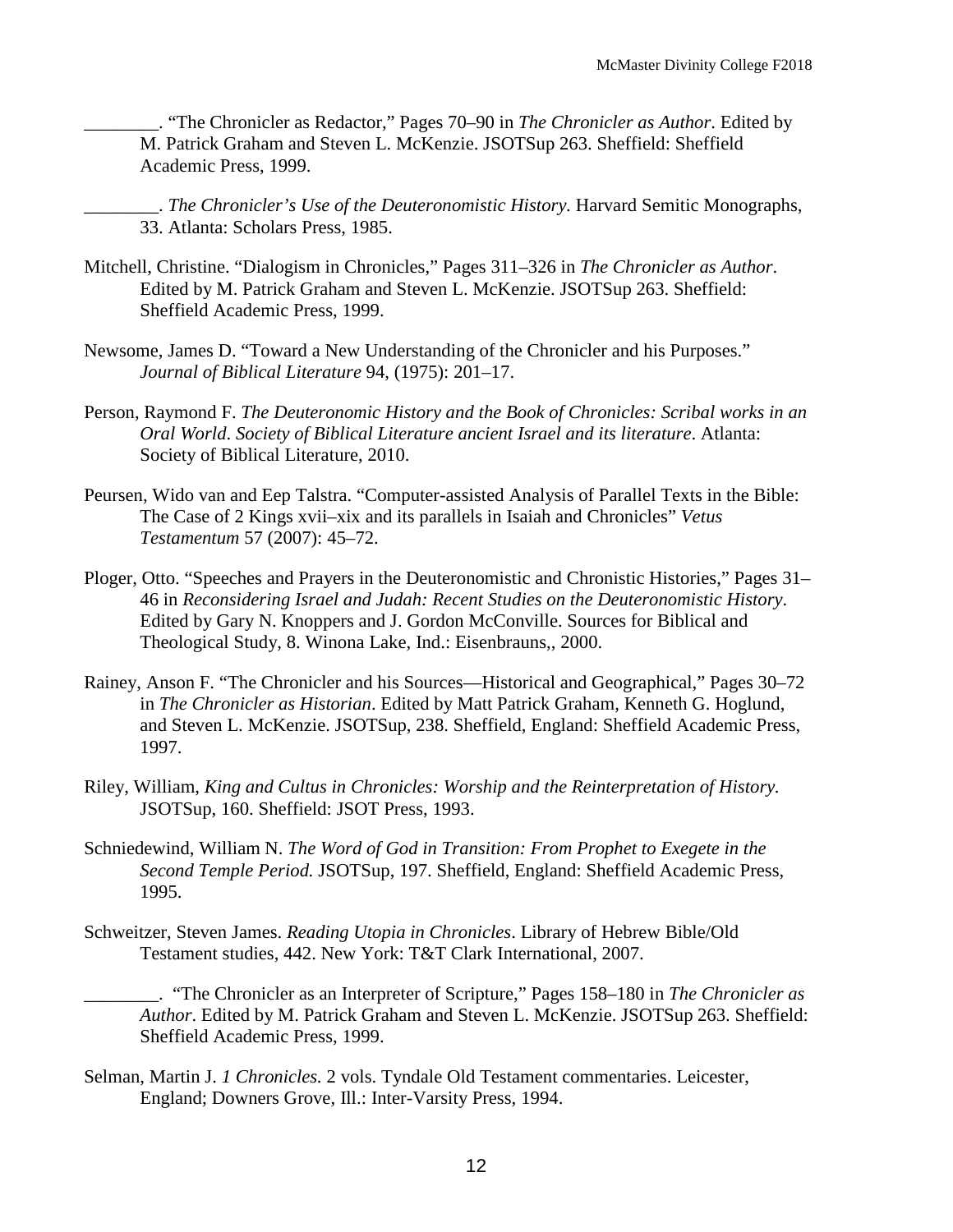________. "The Chronicler as Redactor," Pages 70–90 in *The Chronicler as Author*. Edited by M. Patrick Graham and Steven L. McKenzie. JSOTSup 263. Sheffield: Sheffield Academic Press, 1999.

________. *The Chronicler's Use of the Deuteronomistic History.* Harvard Semitic Monographs, 33. Atlanta: Scholars Press, 1985.

Mitchell, Christine. "Dialogism in Chronicles," Pages 311–326 in *The Chronicler as Author*. Edited by M. Patrick Graham and Steven L. McKenzie. JSOTSup 263. Sheffield: Sheffield Academic Press, 1999.

Newsome, James D. "Toward a New Understanding of the Chronicler and his Purposes." *Journal of Biblical Literature* 94, (1975): 201–17.

Person, Raymond F. *The Deuteronomic History and the Book of Chronicles: Scribal works in an Oral World*. *Society of Biblical Literature ancient Israel and its literature*. Atlanta: Society of Biblical Literature, 2010.

Peursen, Wido van and Eep Talstra. "Computer-assisted Analysis of Parallel Texts in the Bible: The Case of 2 Kings xvii–xix and its parallels in Isaiah and Chronicles" *Vetus Testamentum* 57 (2007): 45–72.

Ploger, Otto. "Speeches and Prayers in the Deuteronomistic and Chronistic Histories," Pages 31–46 in *Reconsidering Israel and Judah: Recent Studies on the Deuteronomistic History*. Edited by Gary N. Knoppers and J. Gordon McConville. Sources for Biblical and Theological Study, 8. Winona Lake, Ind.: Eisenbrauns,, 2000.

Rainey, Anson F. "The Chronicler and his Sources—Historical and Geographical," Pages 30–72 in *The Chronicler as Historian*. Edited by Matt Patrick Graham, Kenneth G. Hoglund, and Steven L. McKenzie. JSOTSup, 238. Sheffield, England: Sheffield Academic Press, 1997.

Riley, William, *King and Cultus in Chronicles: Worship and the Reinterpretation of History.* JSOTSup, 160. Sheffield: JSOT Press, 1993.

Schniedewind, William N. *The Word of God in Transition: From Prophet to Exegete in the Second Temple Period.* JSOTSup, 197. Sheffield, England: Sheffield Academic Press, 1995.

Schweitzer, Steven James. *Reading Utopia in Chronicles*. Library of Hebrew Bible/Old Testament studies, 442. New York: T&T Clark International, 2007.

________. "The Chronicler as an Interpreter of Scripture," Pages 158–180 in *The Chronicler as Author*. Edited by M. Patrick Graham and Steven L. McKenzie. JSOTSup 263. Sheffield: Sheffield Academic Press, 1999.

Selman, Martin J. *1 Chronicles.* 2 vols. Tyndale Old Testament commentaries. Leicester, England; Downers Grove, Ill.: Inter-Varsity Press, 1994.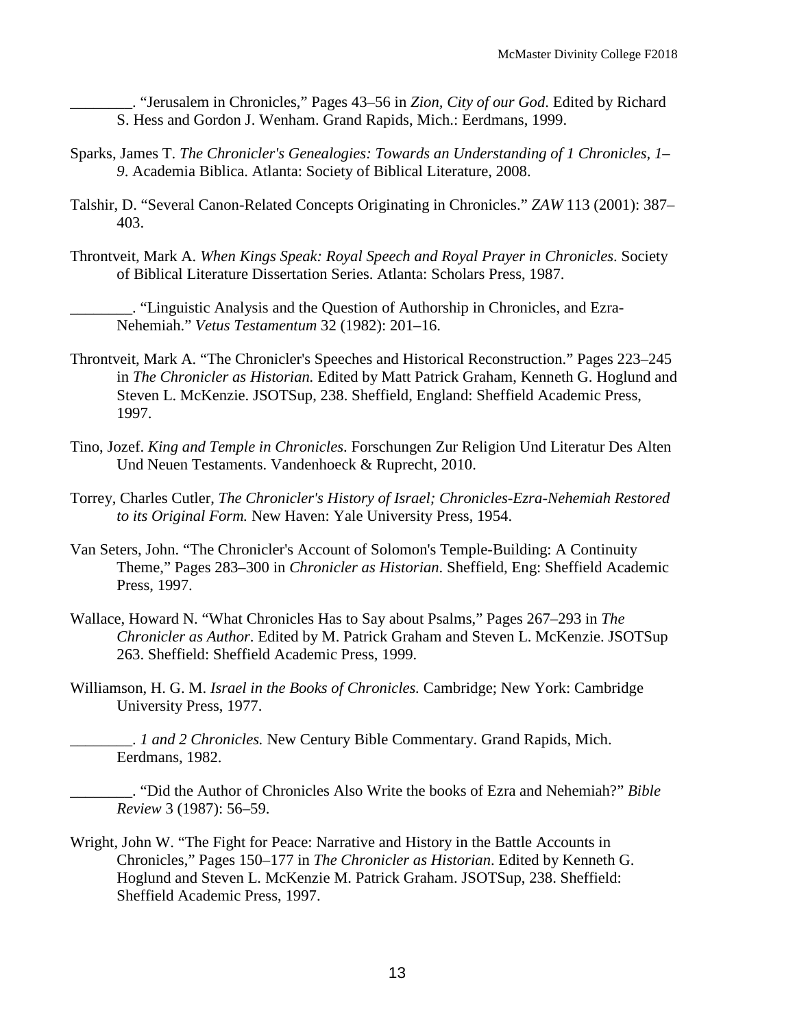________. "Jerusalem in Chronicles," Pages 43–56 in *Zion, City of our God*. Edited by Richard S. Hess and Gordon J. Wenham. Grand Rapids, Mich.: Eerdmans, 1999.

Sparks, James T. *The Chronicler's Genealogies: Towards an Understanding of 1 Chronicles, 1–9*. Academia Biblica. Atlanta: Society of Biblical Literature, 2008.

Talshir, D. "Several Canon-Related Concepts Originating in Chronicles." *ZAW* 113 (2001): 387–403.

Throntveit, Mark A. *When Kings Speak: Royal Speech and Royal Prayer in Chronicles*. Society of Biblical Literature Dissertation Series. Atlanta: Scholars Press, 1987.

________. "Linguistic Analysis and the Question of Authorship in Chronicles, and Ezra-Nehemiah." *Vetus Testamentum* 32 (1982): 201–16.

Throntveit, Mark A. "The Chronicler's Speeches and Historical Reconstruction." Pages 223–245 in *The Chronicler as Historian.* Edited by Matt Patrick Graham, Kenneth G. Hoglund and Steven L. McKenzie. JSOTSup, 238. Sheffield, England: Sheffield Academic Press, 1997.

Tino, Jozef. *King and Temple in Chronicles*. Forschungen Zur Religion Und Literatur Des Alten Und Neuen Testaments. Vandenhoeck & Ruprecht, 2010.

Torrey, Charles Cutler, *The Chronicler's History of Israel; Chronicles-Ezra-Nehemiah Restored to its Original Form.* New Haven: Yale University Press, 1954.

Van Seters, John. "The Chronicler's Account of Solomon's Temple-Building: A Continuity Theme," Pages 283–300 in *Chronicler as Historian*. Sheffield, Eng: Sheffield Academic Press, 1997.

Wallace, Howard N. "What Chronicles Has to Say about Psalms," Pages 267–293 in *The Chronicler as Author.* Edited by M. Patrick Graham and Steven L. McKenzie. JSOTSup 263. Sheffield: Sheffield Academic Press, 1999.

Williamson, H. G. M. *Israel in the Books of Chronicles.* Cambridge; New York: Cambridge University Press, 1977.

________. *1 and 2 Chronicles.* New Century Bible Commentary. Grand Rapids, Mich. Eerdmans, 1982.

________. "Did the Author of Chronicles Also Write the books of Ezra and Nehemiah?" *Bible Review* 3 (1987): 56–59.

Wright, John W. "The Fight for Peace: Narrative and History in the Battle Accounts in Chronicles," Pages 150–177 in *The Chronicler as Historian*. Edited by Kenneth G. Hoglund and Steven L. McKenzie M. Patrick Graham. JSOTSup, 238. Sheffield: Sheffield Academic Press, 1997.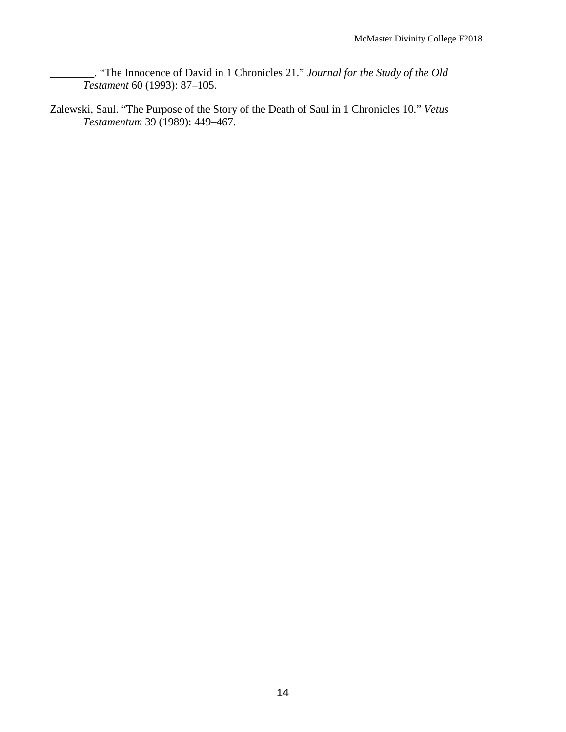________. "The Innocence of David in 1 Chronicles 21." *Journal for the Study of the Old Testament* 60 (1993): 87–105.

Zalewski, Saul. "The Purpose of the Story of the Death of Saul in 1 Chronicles 10." *Vetus Testamentum* 39 (1989): 449–467.